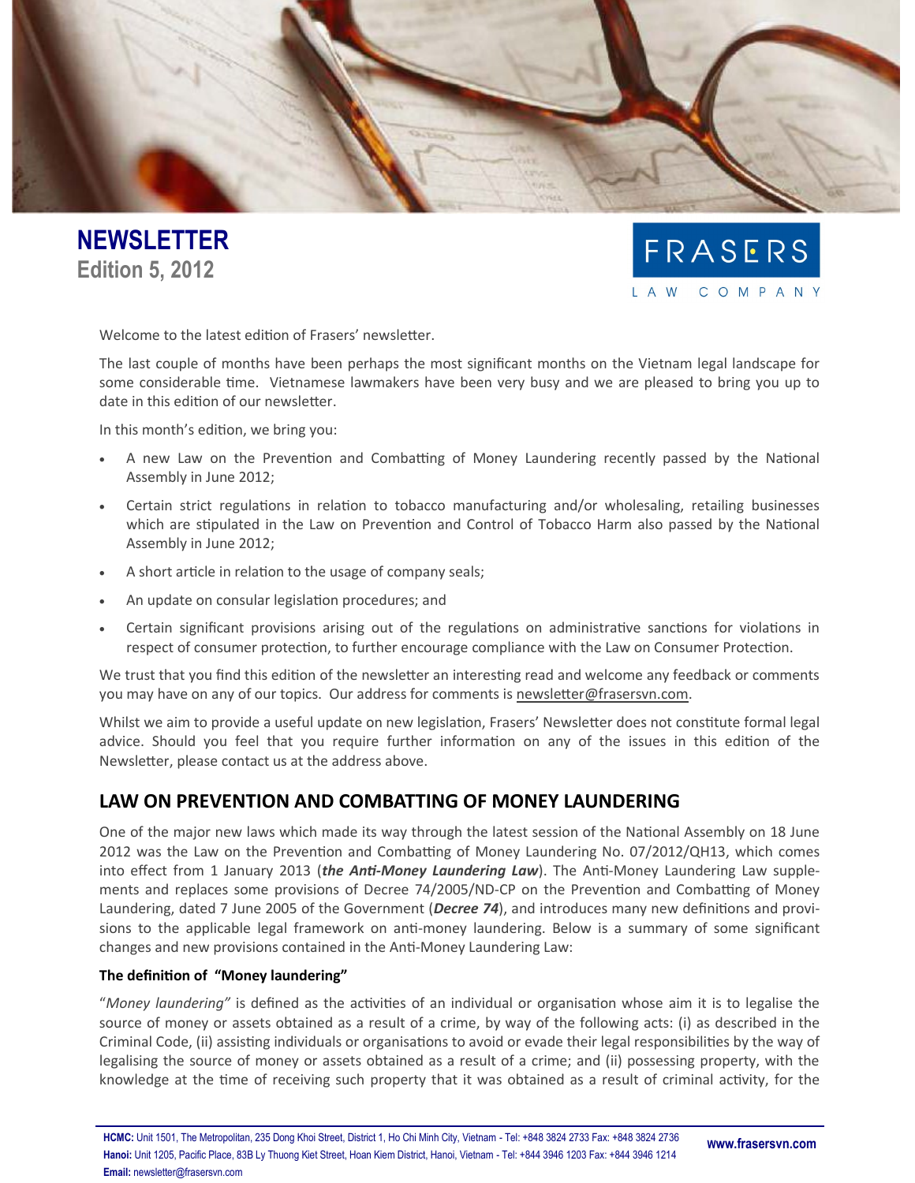# NEWSLETTER

**Edition 5, 2012**

FRASERS LAW COMPANY

Welcome to the latest edition of Frasers' newsletter.

The last couple of months have been perhaps the most significant months on the Vietnam legal landscape for some considerable time. Vietnamese lawmakers have been very busy and we are pleased to bring you up to date in this edition of our newsletter.

In this month's edition, we bring you:

- A new Law on the Prevention and Combatting of Money Laundering recently passed by the National Assembly in June 2012;
- Certain strict regulations in relation to tobacco manufacturing and/or wholesaling, retailing businesses which are stipulated in the Law on Prevention and Control of Tobacco Harm also passed by the National Assembly in June 2012;
- A short article in relation to the usage of company seals;
- An update on consular legislation procedures; and
- Certain significant provisions arising out of the regulations on administrative sanctions for violations in respect of consumer protection, to further encourage compliance with the Law on Consumer Protection.

We trust that you find this edition of the newsletter an interesting read and welcome any feedback or comments you may have on any of our topics. Our address for comments is newsletter@frasersvn.com.

Whilst we aim to provide a useful update on new legislation, Frasers' Newsletter does not constitute formal legal advice. Should you feel that you require further information on any of the issues in this edition of the Newsletter, please contact us at the address above.

## LAW ON PREVENTION AND COMBATTING OF MONEY LAUNDERING

One of the major new laws which made its way through the latest session of the National Assembly on 18 June 2012 was the Law on the Prevention and Combatting of Money Laundering No. 07/2012/QH13, which comes into effect from 1 January 2013 (***the Anti-Money Laundering Law***). The Anti-Money Laundering Law supplements and replaces some provisions of Decree 74/2005/ND-CP on the Prevention and Combatting of Money Laundering, dated 7 June 2005 of the Government (***Decree 74***), and introduces many new definitions and provisions to the applicable legal framework on anti-money laundering. Below is a summary of some significant changes and new provisions contained in the Anti-Money Laundering Law:

### The definition of "Money laundering"

"*Money laundering"* is defined as the activities of an individual or organisation whose aim it is to legalise the source of money or assets obtained as a result of a crime, by way of the following acts: (i) as described in the Criminal Code, (ii) assisting individuals or organisations to avoid or evade their legal responsibilities by the way of legalising the source of money or assets obtained as a result of a crime; and (ii) possessing property, with the knowledge at the time of receiving such property that it was obtained as a result of criminal activity, for the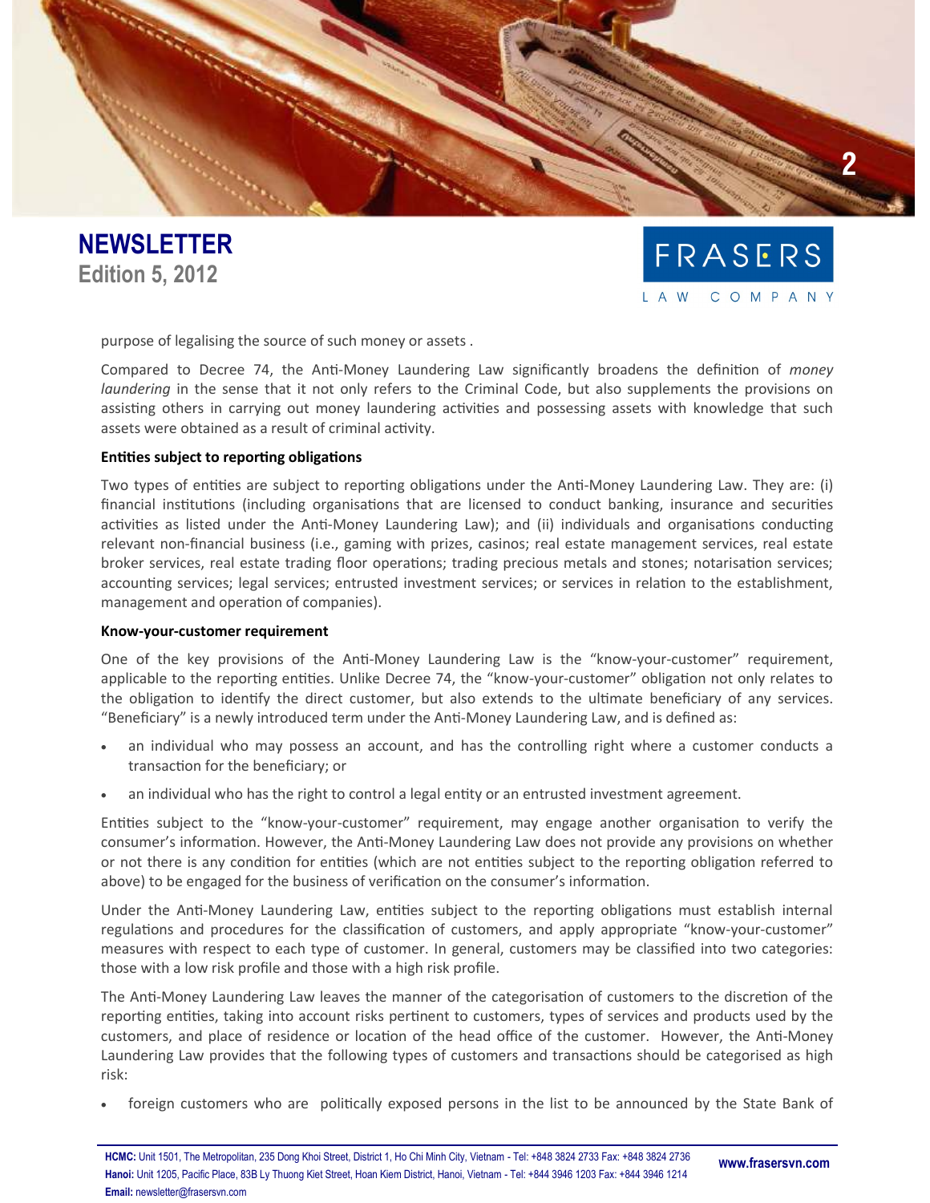purpose of legalising the source of such money or assets .

Compared to Decree 74, the Anti-Money Laundering Law significantly broadens the definition of *money laundering* in the sense that it not only refers to the Criminal Code, but also supplements the provisions on assisting others in carrying out money laundering activities and possessing assets with knowledge that such assets were obtained as a result of criminal activity.

**Entities subject to reporting obligations**

Two types of entities are subject to reporting obligations under the Anti-Money Laundering Law. They are: (i) financial institutions (including organisations that are licensed to conduct banking, insurance and securities activities as listed under the Anti-Money Laundering Law); and (ii) individuals and organisations conducting relevant non-financial business (i.e., gaming with prizes, casinos; real estate management services, real estate broker services, real estate trading floor operations; trading precious metals and stones; notarisation services; accounting services; legal services; entrusted investment services; or services in relation to the establishment, management and operation of companies).

**Know-your-customer requirement**

One of the key provisions of the Anti-Money Laundering Law is the "know-your-customer" requirement, applicable to the reporting entities. Unlike Decree 74, the "know-your-customer" obligation not only relates to the obligation to identify the direct customer, but also extends to the ultimate beneficiary of any services. "Beneficiary" is a newly introduced term under the Anti-Money Laundering Law, and is defined as:

- an individual who may possess an account, and has the controlling right where a customer conducts a transaction for the beneficiary; or
- an individual who has the right to control a legal entity or an entrusted investment agreement.

Entities subject to the "know-your-customer" requirement, may engage another organisation to verify the consumer's information. However, the Anti-Money Laundering Law does not provide any provisions on whether or not there is any condition for entities (which are not entities subject to the reporting obligation referred to above) to be engaged for the business of verification on the consumer's information.

Under the Anti-Money Laundering Law, entities subject to the reporting obligations must establish internal regulations and procedures for the classification of customers, and apply appropriate "know-your-customer" measures with respect to each type of customer. In general, customers may be classified into two categories: those with a low risk profile and those with a high risk profile.

The Anti-Money Laundering Law leaves the manner of the categorisation of customers to the discretion of the reporting entities, taking into account risks pertinent to customers, types of services and products used by the customers, and place of residence or location of the head office of the customer. However, the Anti-Money Laundering Law provides that the following types of customers and transactions should be categorised as high risk:

- foreign customers who are politically exposed persons in the list to be announced by the State Bank of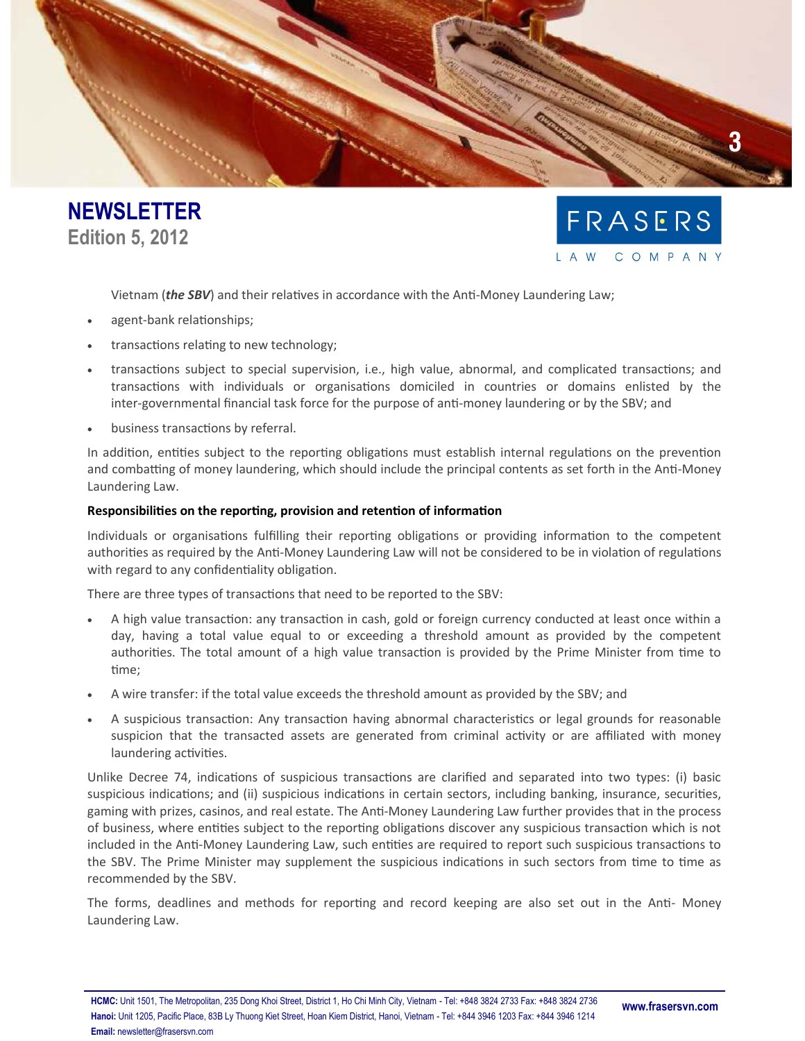Vietnam (***the SBV***) and their relatives in accordance with the Anti-Money Laundering Law;

- agent-bank relationships;
- transactions relating to new technology;
- transactions subject to special supervision, i.e., high value, abnormal, and complicated transactions; and transactions with individuals or organisations domiciled in countries or domains enlisted by the inter-governmental financial task force for the purpose of anti-money laundering or by the SBV; and
- business transactions by referral.

In addition, entities subject to the reporting obligations must establish internal regulations on the prevention and combatting of money laundering, which should include the principal contents as set forth in the Anti-Money Laundering Law.

**Responsibilities on the reporting, provision and retention of information**

Individuals or organisations fulfilling their reporting obligations or providing information to the competent authorities as required by the Anti-Money Laundering Law will not be considered to be in violation of regulations with regard to any confidentiality obligation.

There are three types of transactions that need to be reported to the SBV:

- A high value transaction: any transaction in cash, gold or foreign currency conducted at least once within a day, having a total value equal to or exceeding a threshold amount as provided by the competent authorities. The total amount of a high value transaction is provided by the Prime Minister from time to time;
- A wire transfer: if the total value exceeds the threshold amount as provided by the SBV; and
- A suspicious transaction: Any transaction having abnormal characteristics or legal grounds for reasonable suspicion that the transacted assets are generated from criminal activity or are affiliated with money laundering activities.

Unlike Decree 74, indications of suspicious transactions are clarified and separated into two types: (i) basic suspicious indications; and (ii) suspicious indications in certain sectors, including banking, insurance, securities, gaming with prizes, casinos, and real estate. The Anti-Money Laundering Law further provides that in the process of business, where entities subject to the reporting obligations discover any suspicious transaction which is not included in the Anti-Money Laundering Law, such entities are required to report such suspicious transactions to the SBV. The Prime Minister may supplement the suspicious indications in such sectors from time to time as recommended by the SBV.

The forms, deadlines and methods for reporting and record keeping are also set out in the Anti- Money Laundering Law.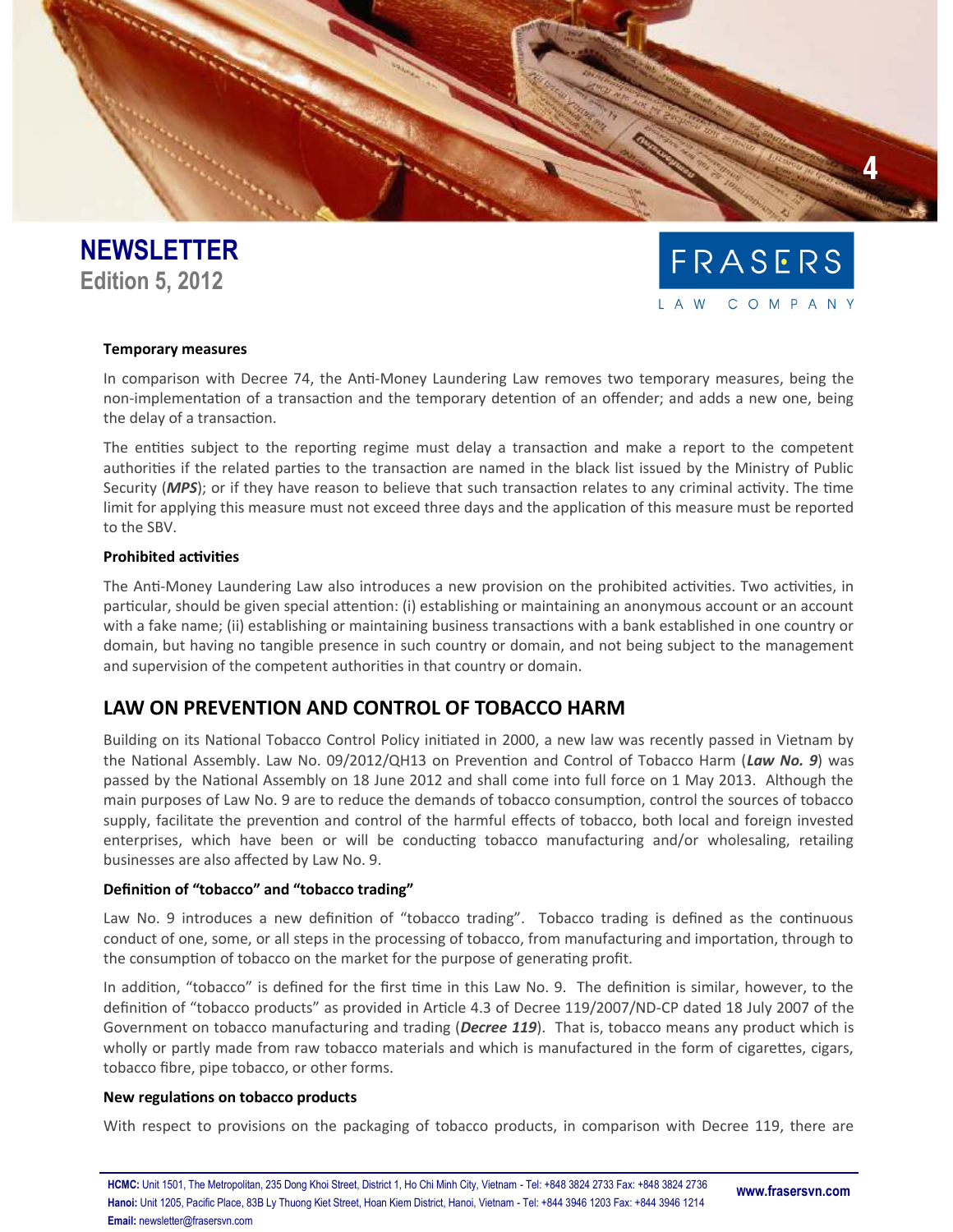**Temporary measures**

In comparison with Decree 74, the Anti-Money Laundering Law removes two temporary measures, being the non-implementation of a transaction and the temporary detention of an offender; and adds a new one, being the delay of a transaction.

The entities subject to the reporting regime must delay a transaction and make a report to the competent authorities if the related parties to the transaction are named in the black list issued by the Ministry of Public Security (***MPS***); or if they have reason to believe that such transaction relates to any criminal activity. The time limit for applying this measure must not exceed three days and the application of this measure must be reported to the SBV.

**Prohibited activities**

The Anti-Money Laundering Law also introduces a new provision on the prohibited activities. Two activities, in particular, should be given special attention: (i) establishing or maintaining an anonymous account or an account with a fake name; (ii) establishing or maintaining business transactions with a bank established in one country or domain, but having no tangible presence in such country or domain, and not being subject to the management and supervision of the competent authorities in that country or domain.

## LAW ON PREVENTION AND CONTROL OF TOBACCO HARM

Building on its National Tobacco Control Policy initiated in 2000, a new law was recently passed in Vietnam by the National Assembly. Law No. 09/2012/QH13 on Prevention and Control of Tobacco Harm (***Law No. 9***) was passed by the National Assembly on 18 June 2012 and shall come into full force on 1 May 2013. Although the main purposes of Law No. 9 are to reduce the demands of tobacco consumption, control the sources of tobacco supply, facilitate the prevention and control of the harmful effects of tobacco, both local and foreign invested enterprises, which have been or will be conducting tobacco manufacturing and/or wholesaling, retailing businesses are also affected by Law No. 9.

**Definition of "tobacco" and "tobacco trading"**

Law No. 9 introduces a new definition of "tobacco trading". Tobacco trading is defined as the continuous conduct of one, some, or all steps in the processing of tobacco, from manufacturing and importation, through to the consumption of tobacco on the market for the purpose of generating profit.

In addition, "tobacco" is defined for the first time in this Law No. 9. The definition is similar, however, to the definition of "tobacco products" as provided in Article 4.3 of Decree 119/2007/ND-CP dated 18 July 2007 of the Government on tobacco manufacturing and trading (***Decree 119***). That is, tobacco means any product which is wholly or partly made from raw tobacco materials and which is manufactured in the form of cigarettes, cigars, tobacco fibre, pipe tobacco, or other forms.

**New regulations on tobacco products**

With respect to provisions on the packaging of tobacco products, in comparison with Decree 119, there are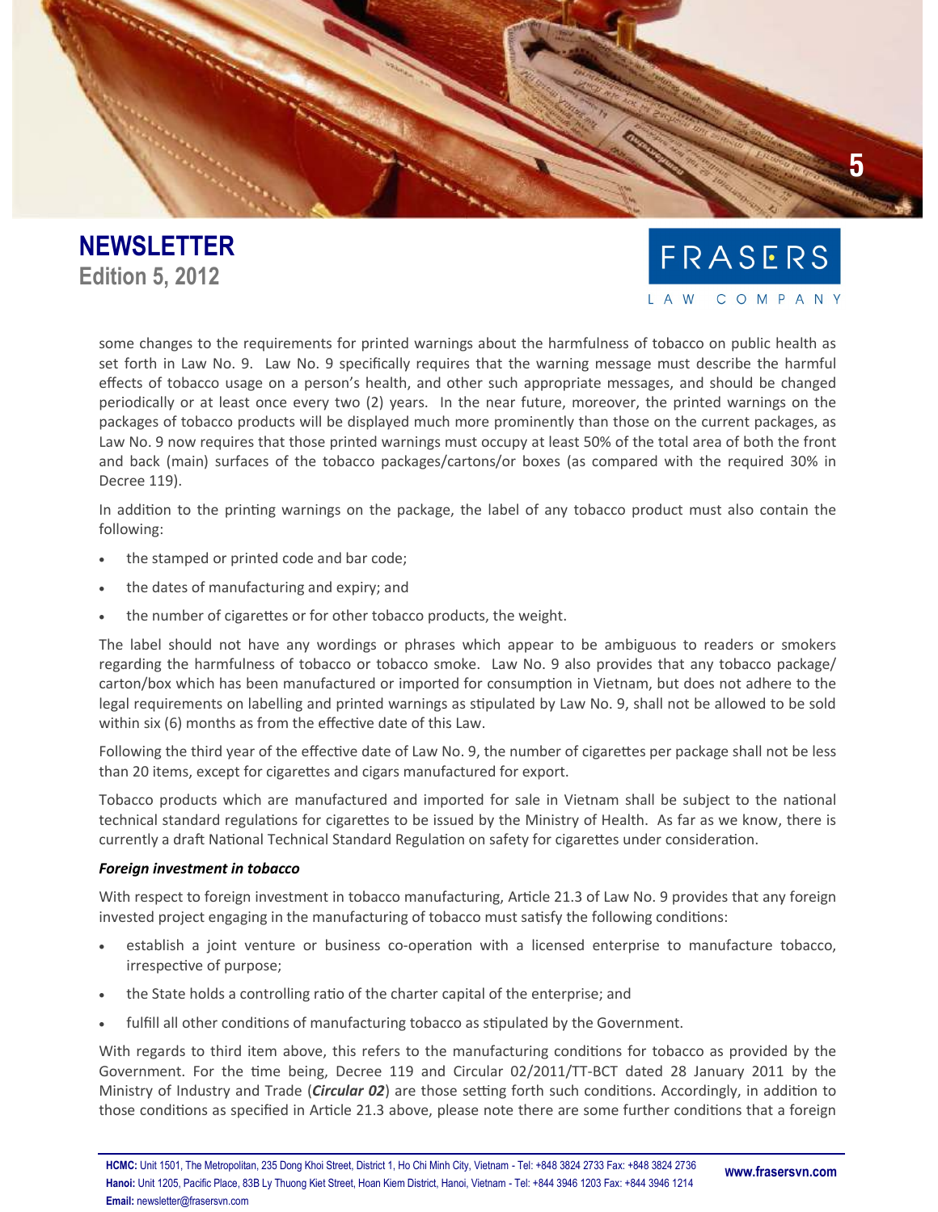some changes to the requirements for printed warnings about the harmfulness of tobacco on public health as set forth in Law No. 9. Law No. 9 specifically requires that the warning message must describe the harmful effects of tobacco usage on a person's health, and other such appropriate messages, and should be changed periodically or at least once every two (2) years. In the near future, moreover, the printed warnings on the packages of tobacco products will be displayed much more prominently than those on the current packages, as Law No. 9 now requires that those printed warnings must occupy at least 50% of the total area of both the front and back (main) surfaces of the tobacco packages/cartons/or boxes (as compared with the required 30% in Decree 119).

In addition to the printing warnings on the package, the label of any tobacco product must also contain the following:

- the stamped or printed code and bar code;
- the dates of manufacturing and expiry; and
- the number of cigarettes or for other tobacco products, the weight.

The label should not have any wordings or phrases which appear to be ambiguous to readers or smokers regarding the harmfulness of tobacco or tobacco smoke. Law No. 9 also provides that any tobacco package/ carton/box which has been manufactured or imported for consumption in Vietnam, but does not adhere to the legal requirements on labelling and printed warnings as stipulated by Law No. 9, shall not be allowed to be sold within six (6) months as from the effective date of this Law.

Following the third year of the effective date of Law No. 9, the number of cigarettes per package shall not be less than 20 items, except for cigarettes and cigars manufactured for export.

Tobacco products which are manufactured and imported for sale in Vietnam shall be subject to the national technical standard regulations for cigarettes to be issued by the Ministry of Health. As far as we know, there is currently a draft National Technical Standard Regulation on safety for cigarettes under consideration.

***Foreign investment in tobacco***

With respect to foreign investment in tobacco manufacturing, Article 21.3 of Law No. 9 provides that any foreign invested project engaging in the manufacturing of tobacco must satisfy the following conditions:

- establish a joint venture or business co-operation with a licensed enterprise to manufacture tobacco, irrespective of purpose;
- the State holds a controlling ratio of the charter capital of the enterprise; and
- fulfill all other conditions of manufacturing tobacco as stipulated by the Government.

With regards to third item above, this refers to the manufacturing conditions for tobacco as provided by the Government. For the time being, Decree 119 and Circular 02/2011/TT-BCT dated 28 January 2011 by the Ministry of Industry and Trade (***Circular 02***) are those setting forth such conditions. Accordingly, in addition to those conditions as specified in Article 21.3 above, please note there are some further conditions that a foreign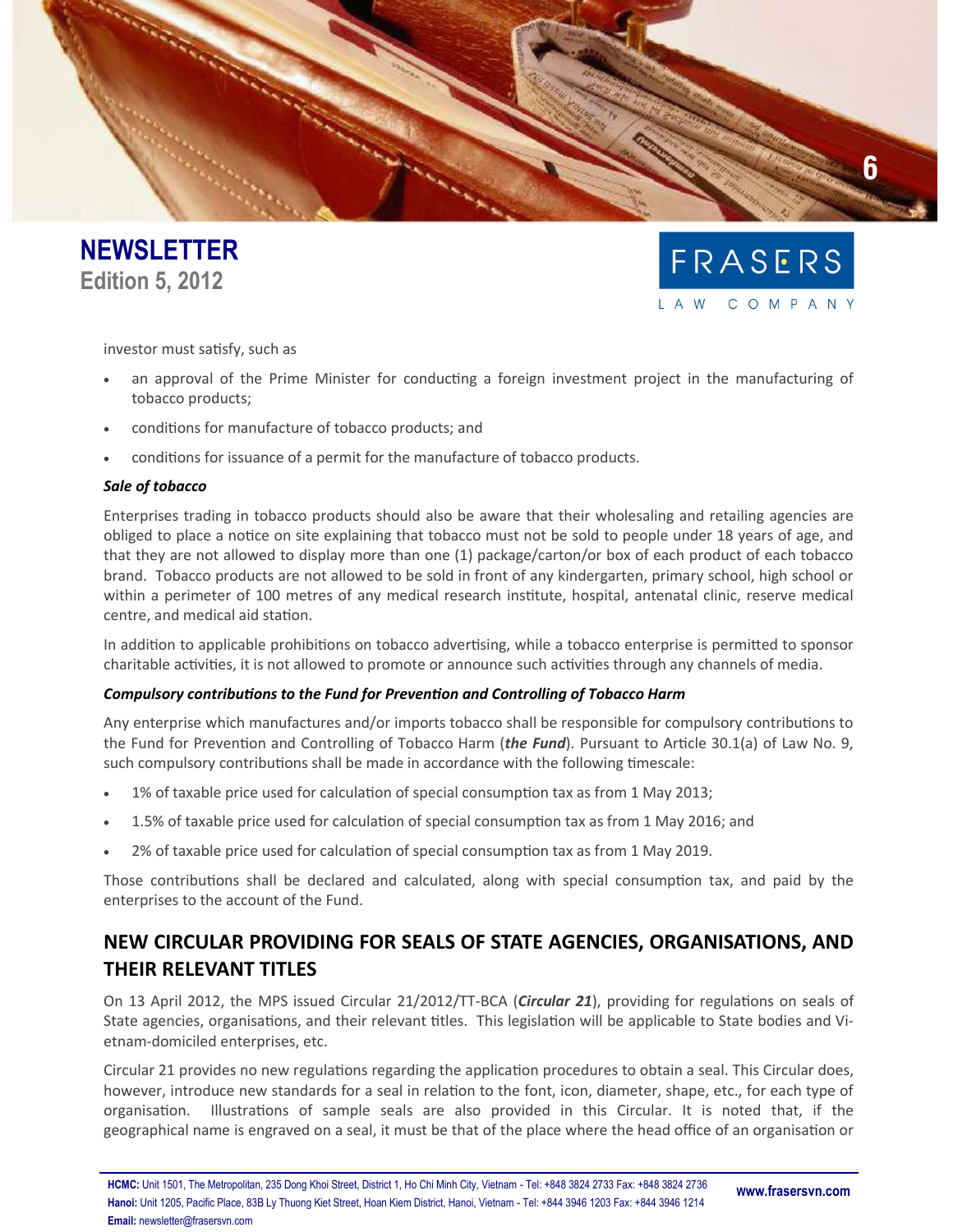investor must satisfy, such as

- an approval of the Prime Minister for conducting a foreign investment project in the manufacturing of tobacco products;
- conditions for manufacture of tobacco products; and
- conditions for issuance of a permit for the manufacture of tobacco products.

***Sale of tobacco***

Enterprises trading in tobacco products should also be aware that their wholesaling and retailing agencies are obliged to place a notice on site explaining that tobacco must not be sold to people under 18 years of age, and that they are not allowed to display more than one (1) package/carton/or box of each product of each tobacco brand. Tobacco products are not allowed to be sold in front of any kindergarten, primary school, high school or within a perimeter of 100 metres of any medical research institute, hospital, antenatal clinic, reserve medical centre, and medical aid station.

In addition to applicable prohibitions on tobacco advertising, while a tobacco enterprise is permitted to sponsor charitable activities, it is not allowed to promote or announce such activities through any channels of media.

***Compulsory contributions to the Fund for Prevention and Controlling of Tobacco Harm***

Any enterprise which manufactures and/or imports tobacco shall be responsible for compulsory contributions to the Fund for Prevention and Controlling of Tobacco Harm (***the Fund***). Pursuant to Article 30.1(a) of Law No. 9, such compulsory contributions shall be made in accordance with the following timescale:

- 1% of taxable price used for calculation of special consumption tax as from 1 May 2013;
- 1.5% of taxable price used for calculation of special consumption tax as from 1 May 2016; and
- 2% of taxable price used for calculation of special consumption tax as from 1 May 2019.

Those contributions shall be declared and calculated, along with special consumption tax, and paid by the enterprises to the account of the Fund.

## NEW CIRCULAR PROVIDING FOR SEALS OF STATE AGENCIES, ORGANISATIONS, AND THEIR RELEVANT TITLES

On 13 April 2012, the MPS issued Circular 21/2012/TT-BCA (***Circular 21***), providing for regulations on seals of State agencies, organisations, and their relevant titles. This legislation will be applicable to State bodies and Vietnam-domiciled enterprises, etc.

Circular 21 provides no new regulations regarding the application procedures to obtain a seal. This Circular does, however, introduce new standards for a seal in relation to the font, icon, diameter, shape, etc., for each type of organisation. Illustrations of sample seals are also provided in this Circular. It is noted that, if the geographical name is engraved on a seal, it must be that of the place where the head office of an organisation or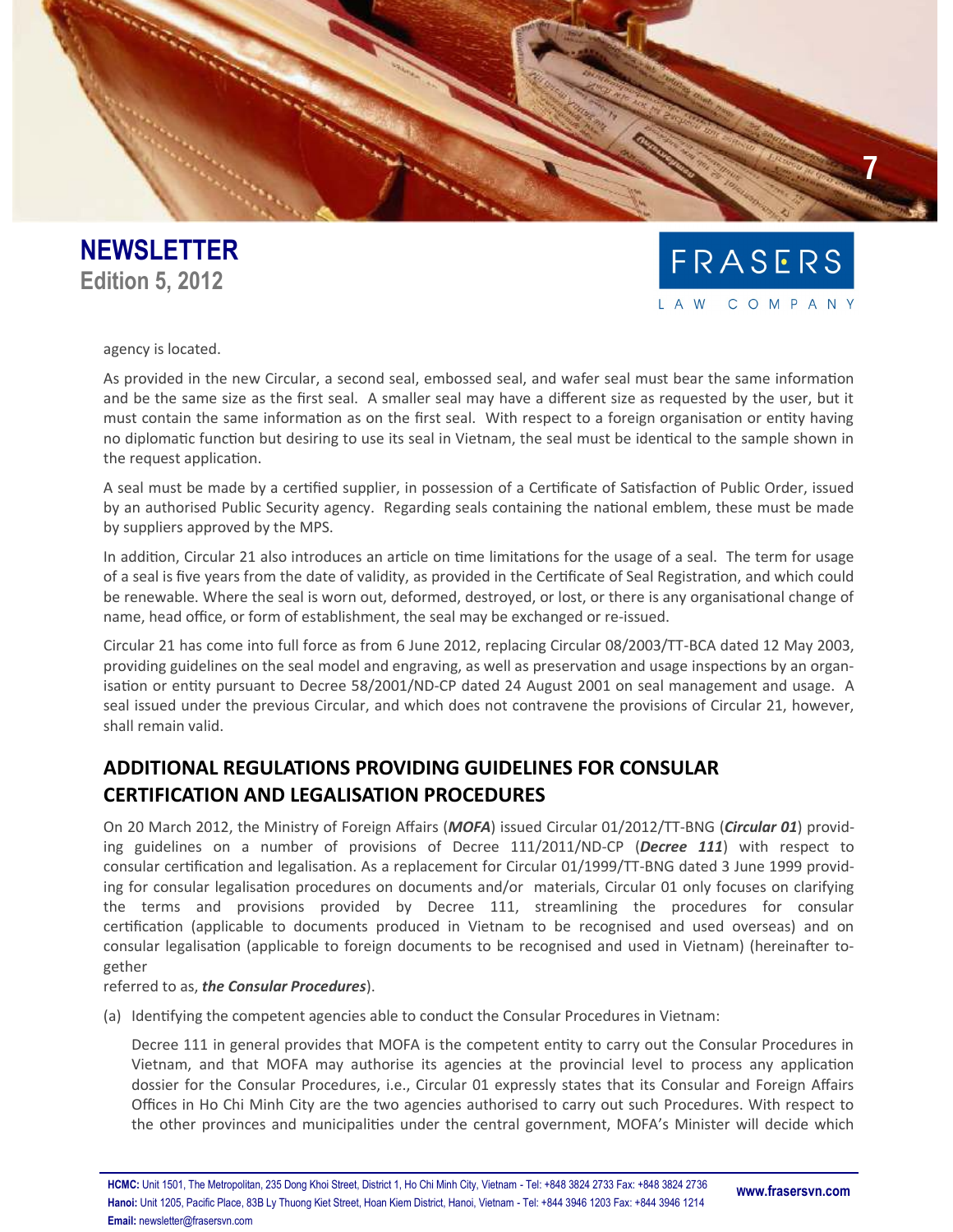agency is located.

As provided in the new Circular, a second seal, embossed seal, and wafer seal must bear the same information and be the same size as the first seal. A smaller seal may have a different size as requested by the user, but it must contain the same information as on the first seal. With respect to a foreign organisation or entity having no diplomatic function but desiring to use its seal in Vietnam, the seal must be identical to the sample shown in the request application.

A seal must be made by a certified supplier, in possession of a Certificate of Satisfaction of Public Order, issued by an authorised Public Security agency. Regarding seals containing the national emblem, these must be made by suppliers approved by the MPS.

In addition, Circular 21 also introduces an article on time limitations for the usage of a seal. The term for usage of a seal is five years from the date of validity, as provided in the Certificate of Seal Registration, and which could be renewable. Where the seal is worn out, deformed, destroyed, or lost, or there is any organisational change of name, head office, or form of establishment, the seal may be exchanged or re-issued.

Circular 21 has come into full force as from 6 June 2012, replacing Circular 08/2003/TT-BCA dated 12 May 2003, providing guidelines on the seal model and engraving, as well as preservation and usage inspections by an organisation or entity pursuant to Decree 58/2001/ND-CP dated 24 August 2001 on seal management and usage. A seal issued under the previous Circular, and which does not contravene the provisions of Circular 21, however, shall remain valid.

## ADDITIONAL REGULATIONS PROVIDING GUIDELINES FOR CONSULAR CERTIFICATION AND LEGALISATION PROCEDURES

On 20 March 2012, the Ministry of Foreign Affairs (***MOFA***) issued Circular 01/2012/TT-BNG (***Circular 01***) providing guidelines on a number of provisions of Decree 111/2011/ND-CP (***Decree 111***) with respect to consular certification and legalisation. As a replacement for Circular 01/1999/TT-BNG dated 3 June 1999 providing for consular legalisation procedures on documents and/or materials, Circular 01 only focuses on clarifying the terms and provisions provided by Decree 111, streamlining the procedures for consular certification (applicable to documents produced in Vietnam to be recognised and used overseas) and on consular legalisation (applicable to foreign documents to be recognised and used in Vietnam) (hereinafter together referred to as, ***the Consular Procedures***).

(a) Identifying the competent agencies able to conduct the Consular Procedures in Vietnam:

Decree 111 in general provides that MOFA is the competent entity to carry out the Consular Procedures in Vietnam, and that MOFA may authorise its agencies at the provincial level to process any application dossier for the Consular Procedures, i.e., Circular 01 expressly states that its Consular and Foreign Affairs Offices in Ho Chi Minh City are the two agencies authorised to carry out such Procedures. With respect to the other provinces and municipalities under the central government, MOFA's Minister will decide which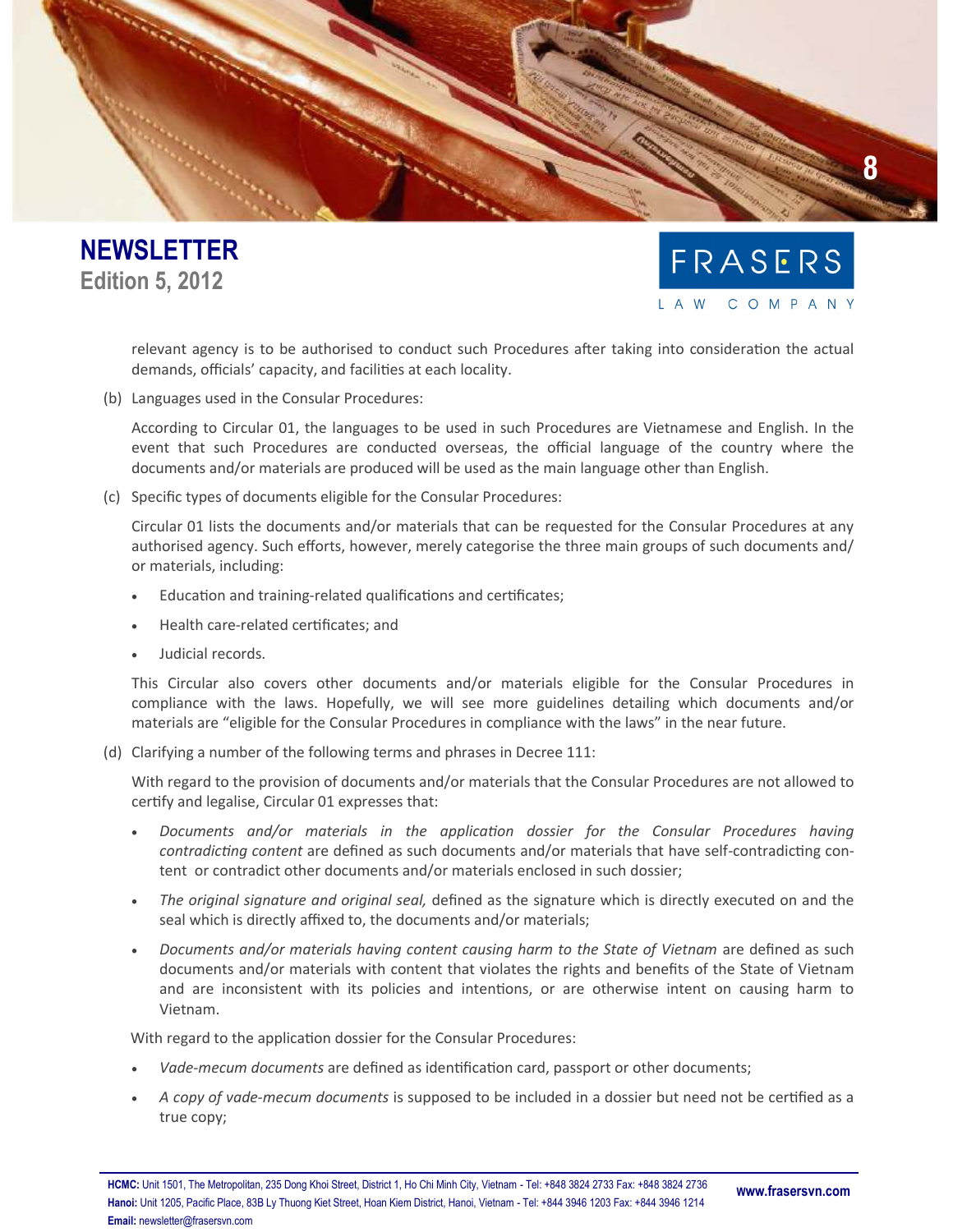relevant agency is to be authorised to conduct such Procedures after taking into consideration the actual demands, officials' capacity, and facilities at each locality.

(b) Languages used in the Consular Procedures:

According to Circular 01, the languages to be used in such Procedures are Vietnamese and English. In the event that such Procedures are conducted overseas, the official language of the country where the documents and/or materials are produced will be used as the main language other than English.

(c) Specific types of documents eligible for the Consular Procedures:

Circular 01 lists the documents and/or materials that can be requested for the Consular Procedures at any authorised agency. Such efforts, however, merely categorise the three main groups of such documents and/or materials, including:

- Education and training-related qualifications and certificates;
- Health care-related certificates; and
- Judicial records.

This Circular also covers other documents and/or materials eligible for the Consular Procedures in compliance with the laws. Hopefully, we will see more guidelines detailing which documents and/or materials are "eligible for the Consular Procedures in compliance with the laws" in the near future.

(d) Clarifying a number of the following terms and phrases in Decree 111:

With regard to the provision of documents and/or materials that the Consular Procedures are not allowed to certify and legalise, Circular 01 expresses that:

- *Documents and/or materials in the application dossier for the Consular Procedures having contradicting content* are defined as such documents and/or materials that have self-contradicting content or contradict other documents and/or materials enclosed in such dossier;
- *The original signature and original seal,* defined as the signature which is directly executed on and the seal which is directly affixed to, the documents and/or materials;
- *Documents and/or materials having content causing harm to the State of Vietnam* are defined as such documents and/or materials with content that violates the rights and benefits of the State of Vietnam and are inconsistent with its policies and intentions, or are otherwise intent on causing harm to Vietnam.

With regard to the application dossier for the Consular Procedures:

- *Vade-mecum documents* are defined as identification card, passport or other documents;
- *A copy of vade-mecum documents* is supposed to be included in a dossier but need not be certified as a true copy;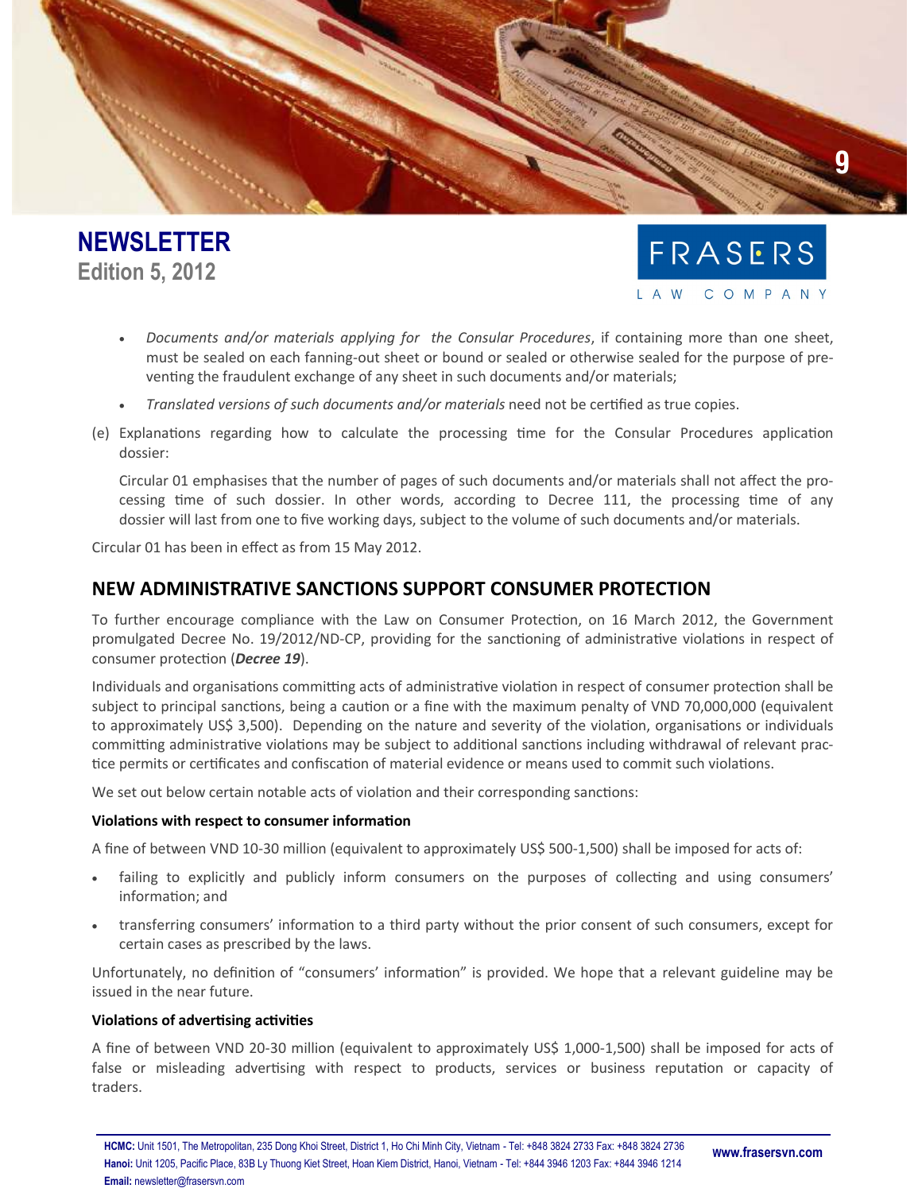- *Documents and/or materials applying for the Consular Procedures*, if containing more than one sheet, must be sealed on each fanning-out sheet or bound or sealed or otherwise sealed for the purpose of preventing the fraudulent exchange of any sheet in such documents and/or materials;
- *Translated versions of such documents and/or materials* need not be certified as true copies.

(e) Explanations regarding how to calculate the processing time for the Consular Procedures application dossier:

Circular 01 emphasises that the number of pages of such documents and/or materials shall not affect the processing time of such dossier. In other words, according to Decree 111, the processing time of any dossier will last from one to five working days, subject to the volume of such documents and/or materials.

Circular 01 has been in effect as from 15 May 2012.

## NEW ADMINISTRATIVE SANCTIONS SUPPORT CONSUMER PROTECTION

To further encourage compliance with the Law on Consumer Protection, on 16 March 2012, the Government promulgated Decree No. 19/2012/ND-CP, providing for the sanctioning of administrative violations in respect of consumer protection (***Decree 19***).

Individuals and organisations committing acts of administrative violation in respect of consumer protection shall be subject to principal sanctions, being a caution or a fine with the maximum penalty of VND 70,000,000 (equivalent to approximately US$ 3,500). Depending on the nature and severity of the violation, organisations or individuals committing administrative violations may be subject to additional sanctions including withdrawal of relevant practice permits or certificates and confiscation of material evidence or means used to commit such violations.

We set out below certain notable acts of violation and their corresponding sanctions:

**Violations with respect to consumer information**

A fine of between VND 10-30 million (equivalent to approximately US$ 500-1,500) shall be imposed for acts of:

- failing to explicitly and publicly inform consumers on the purposes of collecting and using consumers' information; and
- transferring consumers' information to a third party without the prior consent of such consumers, except for certain cases as prescribed by the laws.

Unfortunately, no definition of "consumers' information" is provided. We hope that a relevant guideline may be issued in the near future.

**Violations of advertising activities**

A fine of between VND 20-30 million (equivalent to approximately US$ 1,000-1,500) shall be imposed for acts of false or misleading advertising with respect to products, services or business reputation or capacity of traders.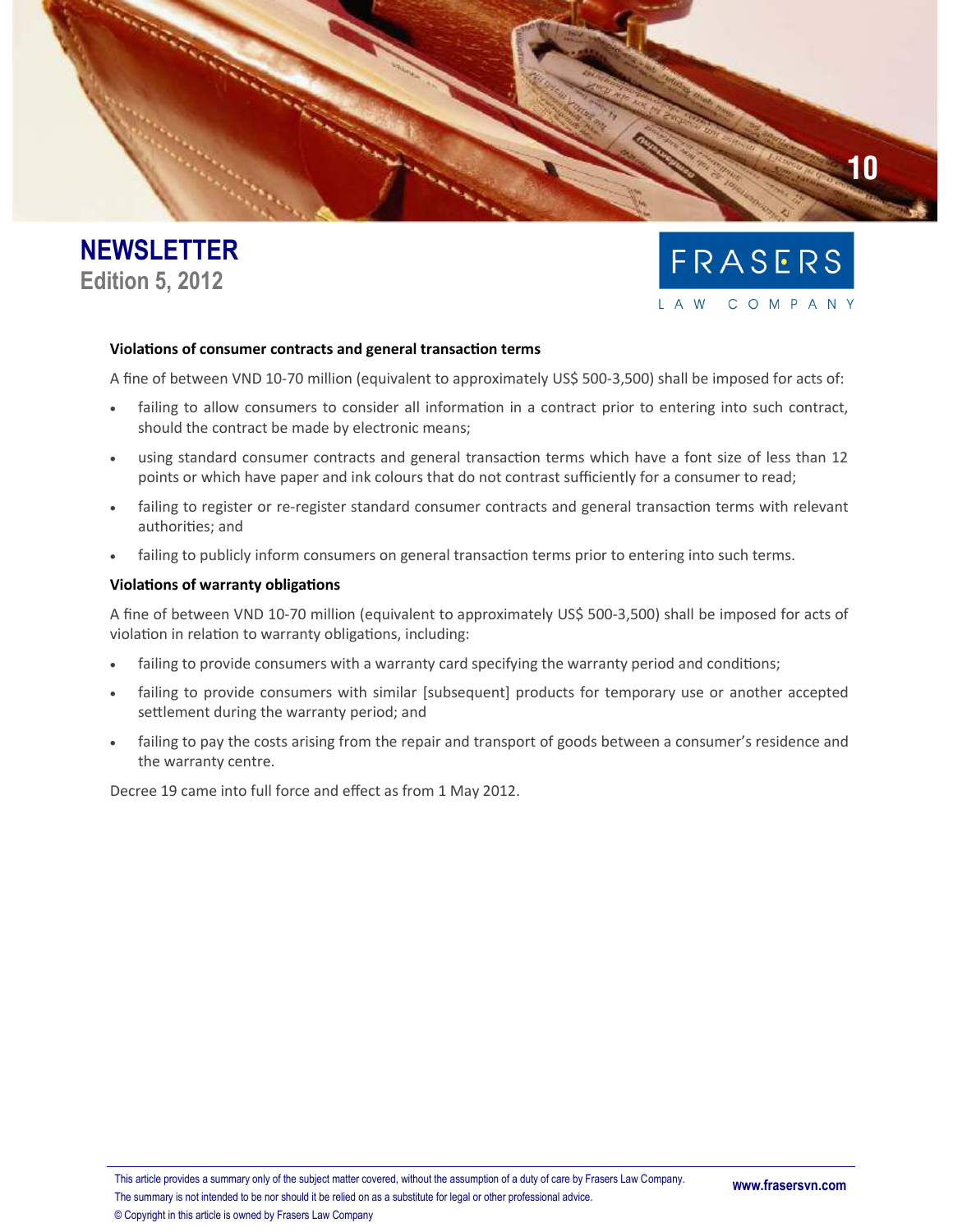**Violations of consumer contracts and general transaction terms**

A fine of between VND 10-70 million (equivalent to approximately US$ 500-3,500) shall be imposed for acts of:

- failing to allow consumers to consider all information in a contract prior to entering into such contract, should the contract be made by electronic means;
- using standard consumer contracts and general transaction terms which have a font size of less than 12 points or which have paper and ink colours that do not contrast sufficiently for a consumer to read;
- failing to register or re-register standard consumer contracts and general transaction terms with relevant authorities; and
- failing to publicly inform consumers on general transaction terms prior to entering into such terms.

**Violations of warranty obligations**

A fine of between VND 10-70 million (equivalent to approximately US$ 500-3,500) shall be imposed for acts of violation in relation to warranty obligations, including:

- failing to provide consumers with a warranty card specifying the warranty period and conditions;
- failing to provide consumers with similar [subsequent] products for temporary use or another accepted settlement during the warranty period; and
- failing to pay the costs arising from the repair and transport of goods between a consumer's residence and the warranty centre.

Decree 19 came into full force and effect as from 1 May 2012.